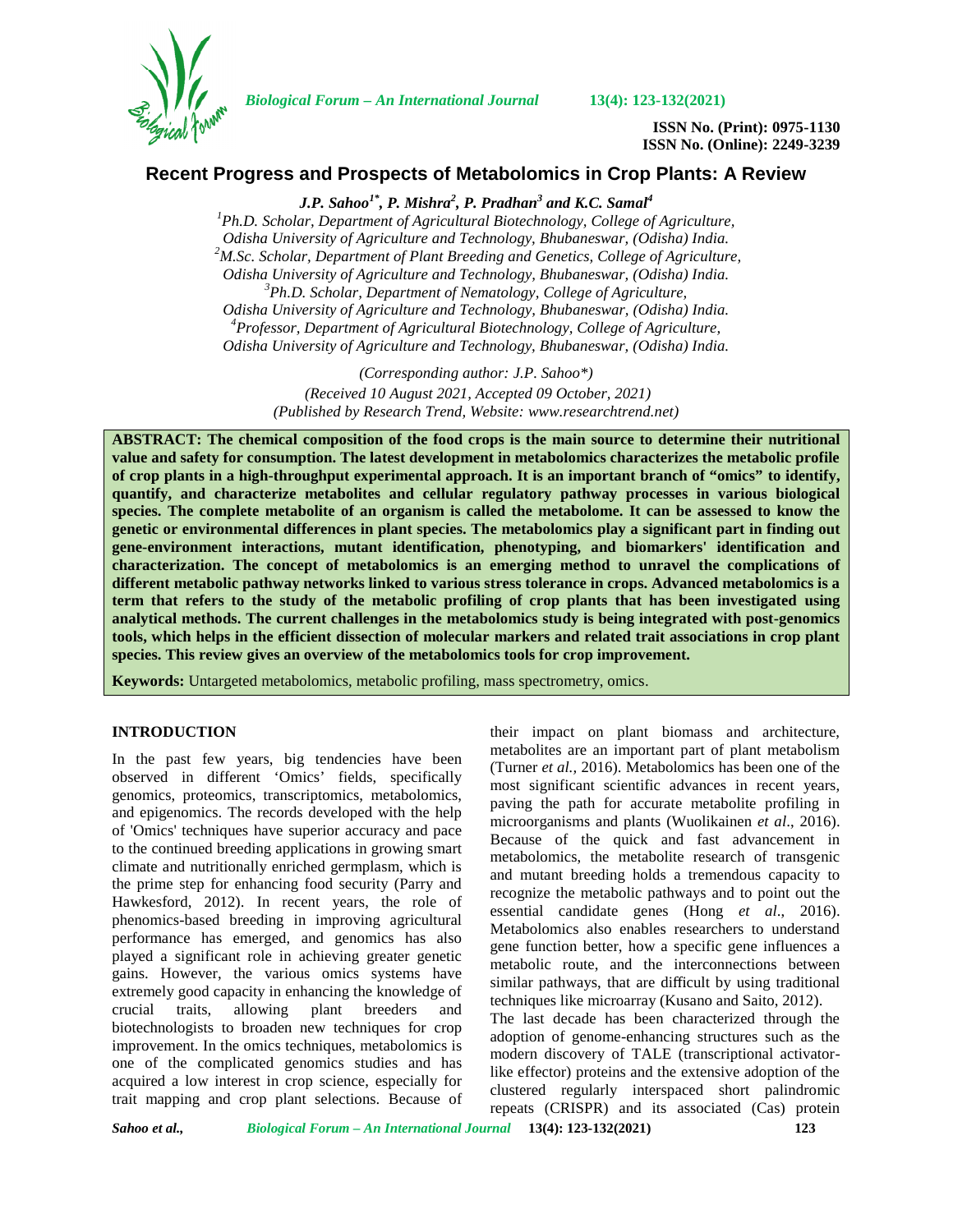# Recent Progress and Prospects of Metabolomics in Crop Plants: A Review

***J.P. Sahoo[1*], P. Mishra[2], P. Pradhan[3] and K.C. Samal[4]***

*[1]Ph.D. Scholar, Department of Agricultural Biotechnology, College of Agriculture, Odisha University of Agriculture and Technology, Bhubaneswar, (Odisha) India.*
*[2]M.Sc. Scholar, Department of Plant Breeding and Genetics, College of Agriculture, Odisha University of Agriculture and Technology, Bhubaneswar, (Odisha) India.*
*[3]Ph.D. Scholar, Department of Nematology, College of Agriculture, Odisha University of Agriculture and Technology, Bhubaneswar, (Odisha) India.*
*[4]Professor, Department of Agricultural Biotechnology, College of Agriculture, Odisha University of Agriculture and Technology, Bhubaneswar, (Odisha) India.*

*(Corresponding author: J.P. Sahoo\*)*
*(Received 10 August 2021, Accepted 09 October, 2021)*
*(Published by Research Trend, Website: www.researchtrend.net)*

**ABSTRACT: The chemical composition of the food crops is the main source to determine their nutritional value and safety for consumption. The latest development in metabolomics characterizes the metabolic profile of crop plants in a high-throughput experimental approach. It is an important branch of "omics" to identify, quantify, and characterize metabolites and cellular regulatory pathway processes in various biological species. The complete metabolite of an organism is called the metabolome. It can be assessed to know the genetic or environmental differences in plant species. The metabolomics play a significant part in finding out gene-environment interactions, mutant identification, phenotyping, and biomarkers' identification and characterization. The concept of metabolomics is an emerging method to unravel the complications of different metabolic pathway networks linked to various stress tolerance in crops. Advanced metabolomics is a term that refers to the study of the metabolic profiling of crop plants that has been investigated using analytical methods. The current challenges in the metabolomics study is being integrated with post-genomics tools, which helps in the efficient dissection of molecular markers and related trait associations in crop plant species. This review gives an overview of the metabolomics tools for crop improvement.**

**Keywords:** Untargeted metabolomics, metabolic profiling, mass spectrometry, omics.

## INTRODUCTION

In the past few years, big tendencies have been observed in different 'Omics' fields, specifically genomics, proteomics, transcriptomics, metabolomics, and epigenomics. The records developed with the help of 'Omics' techniques have superior accuracy and pace to the continued breeding applications in growing smart climate and nutritionally enriched germplasm, which is the prime step for enhancing food security (Parry and Hawkesford, 2012). In recent years, the role of phenomics-based breeding in improving agricultural performance has emerged, and genomics has also played a significant role in achieving greater genetic gains. However, the various omics systems have extremely good capacity in enhancing the knowledge of crucial traits, allowing plant breeders and biotechnologists to broaden new techniques for crop improvement. In the omics techniques, metabolomics is one of the complicated genomics studies and has acquired a low interest in crop science, especially for trait mapping and crop plant selections. Because of their impact on plant biomass and architecture, metabolites are an important part of plant metabolism (Turner *et al.,* 2016). Metabolomics has been one of the most significant scientific advances in recent years, paving the path for accurate metabolite profiling in microorganisms and plants (Wuolikainen *et al*., 2016). Because of the quick and fast advancement in metabolomics, the metabolite research of transgenic and mutant breeding holds a tremendous capacity to recognize the metabolic pathways and to point out the essential candidate genes (Hong *et al*., 2016). Metabolomics also enables researchers to understand gene function better, how a specific gene influences a metabolic route, and the interconnections between similar pathways, that are difficult by using traditional techniques like microarray (Kusano and Saito, 2012).

The last decade has been characterized through the adoption of genome-enhancing structures such as the modern discovery of TALE (transcriptional activator-like effector) proteins and the extensive adoption of the clustered regularly interspaced short palindromic repeats (CRISPR) and its associated (Cas) protein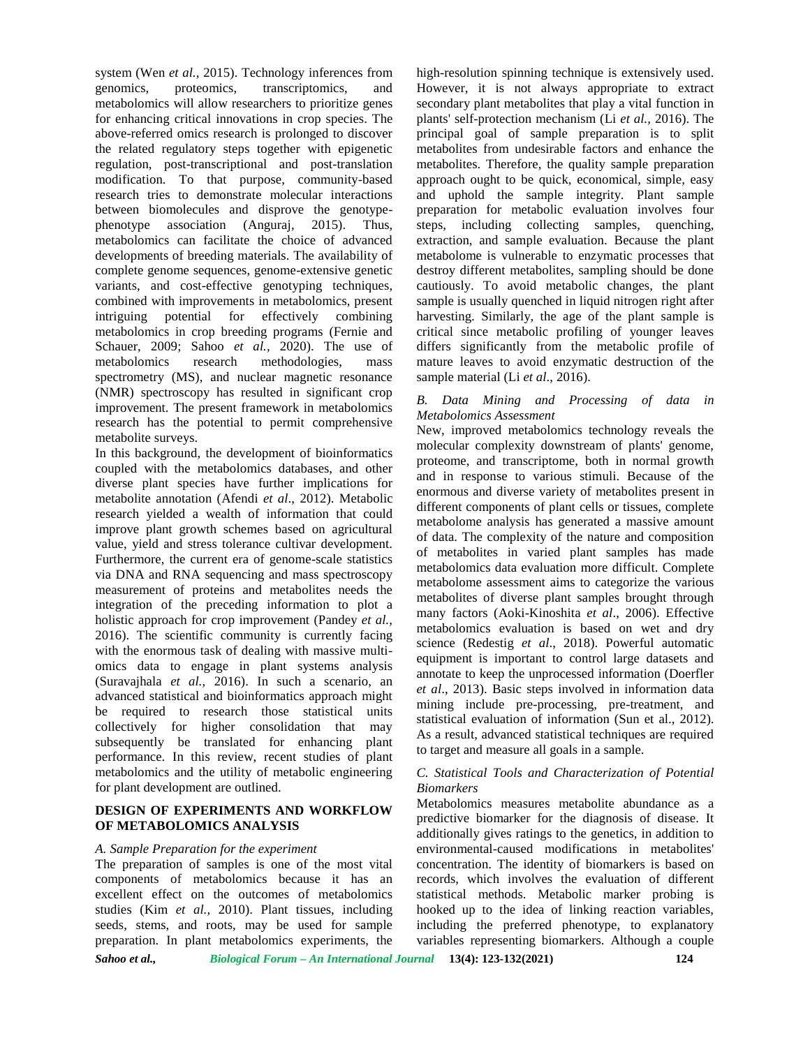system (Wen *et al.,* 2015). Technology inferences from genomics, proteomics, transcriptomics, and metabolomics will allow researchers to prioritize genes for enhancing critical innovations in crop species. The above-referred omics research is prolonged to discover the related regulatory steps together with epigenetic regulation, post-transcriptional and post-translation modification. To that purpose, community-based research tries to demonstrate molecular interactions between biomolecules and disprove the genotype-phenotype association (Anguraj, 2015). Thus, metabolomics can facilitate the choice of advanced developments of breeding materials. The availability of complete genome sequences, genome-extensive genetic variants, and cost-effective genotyping techniques, combined with improvements in metabolomics, present intriguing potential for effectively combining metabolomics in crop breeding programs (Fernie and Schauer, 2009; Sahoo *et al.,* 2020). The use of metabolomics research methodologies, mass spectrometry (MS), and nuclear magnetic resonance (NMR) spectroscopy has resulted in significant crop improvement. The present framework in metabolomics research has the potential to permit comprehensive metabolite surveys.

In this background, the development of bioinformatics coupled with the metabolomics databases, and other diverse plant species have further implications for metabolite annotation (Afendi *et al*., 2012). Metabolic research yielded a wealth of information that could improve plant growth schemes based on agricultural value, yield and stress tolerance cultivar development. Furthermore, the current era of genome-scale statistics via DNA and RNA sequencing and mass spectroscopy measurement of proteins and metabolites needs the integration of the preceding information to plot a holistic approach for crop improvement (Pandey *et al.,* 2016). The scientific community is currently facing with the enormous task of dealing with massive multi-omics data to engage in plant systems analysis (Suravajhala *et al.,* 2016). In such a scenario, an advanced statistical and bioinformatics approach might be required to research those statistical units collectively for higher consolidation that may subsequently be translated for enhancing plant performance. In this review, recent studies of plant metabolomics and the utility of metabolic engineering for plant development are outlined.

## DESIGN OF EXPERIMENTS AND WORKFLOW OF METABOLOMICS ANALYSIS

### *A. Sample Preparation for the experiment*

The preparation of samples is one of the most vital components of metabolomics because it has an excellent effect on the outcomes of metabolomics studies (Kim *et al.,* 2010). Plant tissues, including seeds, stems, and roots, may be used for sample preparation. In plant metabolomics experiments, the high-resolution spinning technique is extensively used. However, it is not always appropriate to extract secondary plant metabolites that play a vital function in plants' self-protection mechanism (Li *et al.,* 2016). The principal goal of sample preparation is to split metabolites from undesirable factors and enhance the metabolites. Therefore, the quality sample preparation approach ought to be quick, economical, simple, easy and uphold the sample integrity. Plant sample preparation for metabolic evaluation involves four steps, including collecting samples, quenching, extraction, and sample evaluation. Because the plant metabolome is vulnerable to enzymatic processes that destroy different metabolites, sampling should be done cautiously. To avoid metabolic changes, the plant sample is usually quenched in liquid nitrogen right after harvesting. Similarly, the age of the plant sample is critical since metabolic profiling of younger leaves differs significantly from the metabolic profile of mature leaves to avoid enzymatic destruction of the sample material (Li *et al*., 2016).

### *B. Data Mining and Processing of data in Metabolomics Assessment*

New, improved metabolomics technology reveals the molecular complexity downstream of plants' genome, proteome, and transcriptome, both in normal growth and in response to various stimuli. Because of the enormous and diverse variety of metabolites present in different components of plant cells or tissues, complete metabolome analysis has generated a massive amount of data. The complexity of the nature and composition of metabolites in varied plant samples has made metabolomics data evaluation more difficult. Complete metabolome assessment aims to categorize the various metabolites of diverse plant samples brought through many factors (Aoki-Kinoshita *et al*., 2006). Effective metabolomics evaluation is based on wet and dry science (Redestig *et al*., 2018). Powerful automatic equipment is important to control large datasets and annotate to keep the unprocessed information (Doerfler *et al*., 2013). Basic steps involved in information data mining include pre-processing, pre-treatment, and statistical evaluation of information (Sun et al., 2012). As a result, advanced statistical techniques are required to target and measure all goals in a sample.

### *C. Statistical Tools and Characterization of Potential Biomarkers*

Metabolomics measures metabolite abundance as a predictive biomarker for the diagnosis of disease. It additionally gives ratings to the genetics, in addition to environmental-caused modifications in metabolites' concentration. The identity of biomarkers is based on records, which involves the evaluation of different statistical methods. Metabolic marker probing is hooked up to the idea of linking reaction variables, including the preferred phenotype, to explanatory variables representing biomarkers. Although a couple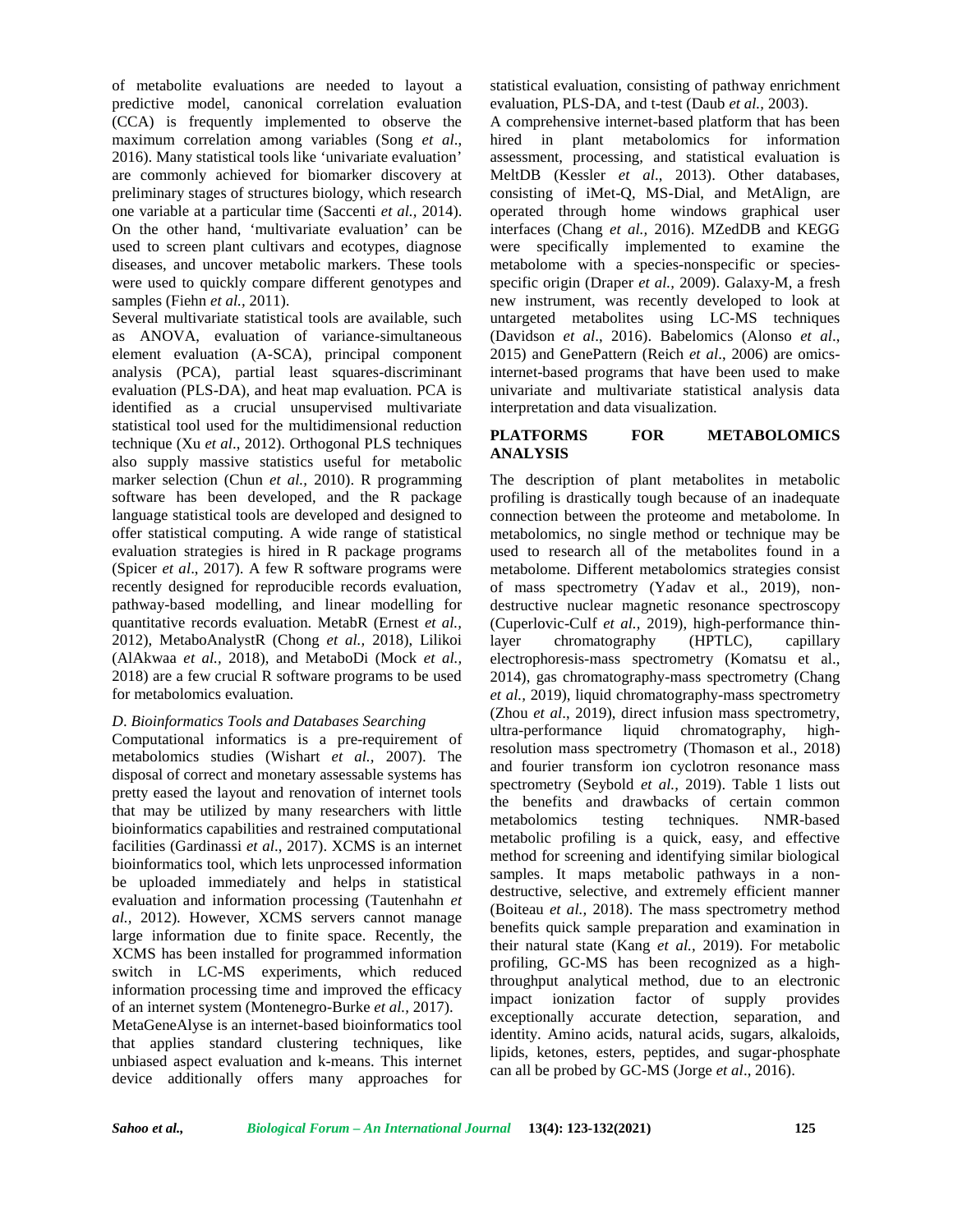of metabolite evaluations are needed to layout a predictive model, canonical correlation evaluation (CCA) is frequently implemented to observe the maximum correlation among variables (Song *et al*., 2016). Many statistical tools like 'univariate evaluation' are commonly achieved for biomarker discovery at preliminary stages of structures biology, which research one variable at a particular time (Saccenti *et al.,* 2014). On the other hand, 'multivariate evaluation' can be used to screen plant cultivars and ecotypes, diagnose diseases, and uncover metabolic markers. These tools were used to quickly compare different genotypes and samples (Fiehn *et al.,* 2011).

Several multivariate statistical tools are available, such as ANOVA, evaluation of variance-simultaneous element evaluation (A-SCA), principal component analysis (PCA), partial least squares-discriminant evaluation (PLS-DA), and heat map evaluation. PCA is identified as a crucial unsupervised multivariate statistical tool used for the multidimensional reduction technique (Xu *et al*., 2012). Orthogonal PLS techniques also supply massive statistics useful for metabolic marker selection (Chun *et al.,* 2010). R programming software has been developed, and the R package language statistical tools are developed and designed to offer statistical computing. A wide range of statistical evaluation strategies is hired in R package programs (Spicer *et al*., 2017). A few R software programs were recently designed for reproducible records evaluation, pathway-based modelling, and linear modelling for quantitative records evaluation. MetabR (Ernest *et al.,* 2012), MetaboAnalystR (Chong *et al.,* 2018), Lilikoi (AlAkwaa *et al.,* 2018), and MetaboDi (Mock *et al.,* 2018) are a few crucial R software programs to be used for metabolomics evaluation.

### *D. Bioinformatics Tools and Databases Searching*

Computational informatics is a pre-requirement of metabolomics studies (Wishart *et al.,* 2007). The disposal of correct and monetary assessable systems has pretty eased the layout and renovation of internet tools that may be utilized by many researchers with little bioinformatics capabilities and restrained computational facilities (Gardinassi *et al*., 2017). XCMS is an internet bioinformatics tool, which lets unprocessed information be uploaded immediately and helps in statistical evaluation and information processing (Tautenhahn *et al.,* 2012). However, XCMS servers cannot manage large information due to finite space. Recently, the XCMS has been installed for programmed information switch in LC-MS experiments, which reduced information processing time and improved the efficacy of an internet system (Montenegro-Burke *et al.,* 2017).

MetaGeneAlyse is an internet-based bioinformatics tool that applies standard clustering techniques, like unbiased aspect evaluation and k-means. This internet device additionally offers many approaches for statistical evaluation, consisting of pathway enrichment evaluation, PLS-DA, and t-test (Daub *et al.,* 2003).

A comprehensive internet-based platform that has been hired in plant metabolomics for information assessment, processing, and statistical evaluation is MeltDB (Kessler *et al*., 2013). Other databases, consisting of iMet-Q, MS-Dial, and MetAlign, are operated through home windows graphical user interfaces (Chang *et al.,* 2016). MZedDB and KEGG were specifically implemented to examine the metabolome with a species-nonspecific or species-specific origin (Draper *et al.,* 2009). Galaxy-M, a fresh new instrument, was recently developed to look at untargeted metabolites using LC-MS techniques (Davidson *et al*., 2016). Babelomics (Alonso *et al*., 2015) and GenePattern (Reich *et al*., 2006) are omics-internet-based programs that have been used to make univariate and multivariate statistical analysis data interpretation and data visualization.

## PLATFORMS FOR METABOLOMICS ANALYSIS

The description of plant metabolites in metabolic profiling is drastically tough because of an inadequate connection between the proteome and metabolome. In metabolomics, no single method or technique may be used to research all of the metabolites found in a metabolome. Different metabolomics strategies consist of mass spectrometry (Yadav et al., 2019), non-destructive nuclear magnetic resonance spectroscopy (Cuperlovic-Culf *et al.,* 2019), high-performance thin-layer chromatography (HPTLC), capillary electrophoresis-mass spectrometry (Komatsu et al., 2014), gas chromatography-mass spectrometry (Chang *et al.,* 2019), liquid chromatography-mass spectrometry (Zhou *et al*., 2019), direct infusion mass spectrometry, ultra-performance liquid chromatography, high-resolution mass spectrometry (Thomason et al., 2018) and fourier transform ion cyclotron resonance mass spectrometry (Seybold *et al.,* 2019). Table 1 lists out the benefits and drawbacks of certain common metabolomics testing techniques. NMR-based metabolic profiling is a quick, easy, and effective method for screening and identifying similar biological samples. It maps metabolic pathways in a non-destructive, selective, and extremely efficient manner (Boiteau *et al.,* 2018). The mass spectrometry method benefits quick sample preparation and examination in their natural state (Kang *et al.,* 2019). For metabolic profiling, GC-MS has been recognized as a high-throughput analytical method, due to an electronic impact ionization factor of supply provides exceptionally accurate detection, separation, and identity. Amino acids, natural acids, sugars, alkaloids, lipids, ketones, esters, peptides, and sugar-phosphate can all be probed by GC-MS (Jorge *et al*., 2016).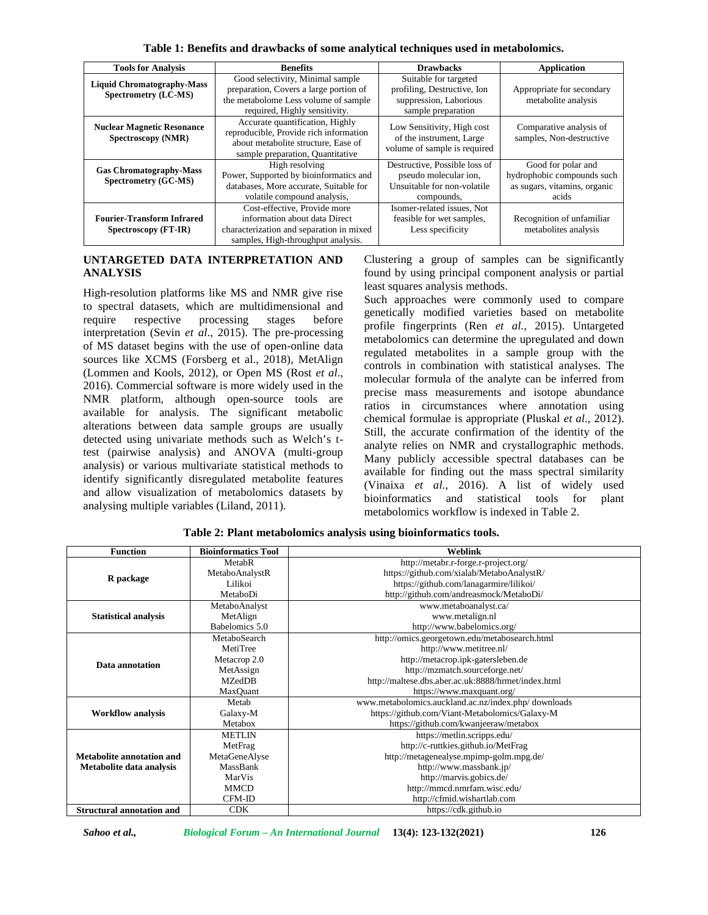**Table 1: Benefits and drawbacks of some analytical techniques used in metabolomics.**

| Tools for Analysis | Benefits | Drawbacks | Application |
|---|---|---|---|
| **Liquid Chromatography-Mass Spectrometry (LC-MS)** | Good selectivity, Minimal sample preparation, Covers a large portion of the metabolome Less volume of sample required, Highly sensitivity. | Suitable for targeted profiling, Destructive, Ion suppression, Laborious sample preparation | Appropriate for secondary metabolite analysis |
| **Nuclear Magnetic Resonance Spectroscopy (NMR)** | Accurate quantification, Highly reproducible, Provide rich information about metabolite structure, Ease of sample preparation, Quantitative | Low Sensitivity, High cost of the instrument, Large volume of sample is required | Comparative analysis of samples, Non-destructive |
| **Gas Chromatography-Mass Spectrometry (GC-MS)** | High resolving Power, Supported by bioinformatics and databases, More accurate, Suitable for volatile compound analysis, | Destructive, Possible loss of pseudo molecular ion, Unsuitable for non-volatile compounds, | Good for polar and hydrophobic compounds such as sugars, vitamins, organic acids |
| **Fourier-Transform Infrared Spectroscopy (FT-IR)** | Cost-effective, Provide more information about data Direct characterization and separation in mixed samples, High-throughput analysis. | Isomer-related issues, Not feasible for wet samples, Less specificity | Recognition of unfamiliar metabolites analysis |

## UNTARGETED DATA INTERPRETATION AND ANALYSIS

High-resolution platforms like MS and NMR give rise to spectral datasets, which are multidimensional and require respective processing stages before interpretation (Sevin *et al*., 2015). The pre-processing of MS dataset begins with the use of open-online data sources like XCMS (Forsberg et al., 2018), MetAlign (Lommen and Kools, 2012), or Open MS (Rost *et al*., 2016). Commercial software is more widely used in the NMR platform, although open-source tools are available for analysis. The significant metabolic alterations between data sample groups are usually detected using univariate methods such as Welch's t-test (pairwise analysis) and ANOVA (multi-group analysis) or various multivariate statistical methods to identify significantly disregulated metabolite features and allow visualization of metabolomics datasets by analysing multiple variables (Liland, 2011). Clustering a group of samples can be significantly found by using principal component analysis or partial least squares analysis methods.

Such approaches were commonly used to compare genetically modified varieties based on metabolite profile fingerprints (Ren *et al.,* 2015). Untargeted metabolomics can determine the upregulated and down regulated metabolites in a sample group with the controls in combination with statistical analyses. The molecular formula of the analyte can be inferred from precise mass measurements and isotope abundance ratios in circumstances where annotation using chemical formulae is appropriate (Pluskal *et al*., 2012). Still, the accurate confirmation of the identity of the analyte relies on NMR and crystallographic methods. Many publicly accessible spectral databases can be available for finding out the mass spectral similarity (Vinaixa *et al.,* 2016). A list of widely used bioinformatics and statistical tools for plant metabolomics workflow is indexed in Table 2.

**Table 2: Plant metabolomics analysis using bioinformatics tools.**

| Function | Bioinformatics Tool | Weblink |
|---|---|---|
| **R package** | MetabR | http://metabr.r-forge.r-project.org/ |
| | MetaboAnalystR | https://github.com/xialab/MetaboAnalystR/ |
| | Lilikoi | https://github.com/lanagarmire/lilikoi/ |
| | MetaboDi | http://github.com/andreasmock/MetaboDi/ |
| **Statistical analysis** | MetaboAnalyst | www.metaboanalyst.ca/ |
| | MetAlign | www.metalign.nl |
| | Babelomics 5.0 | http://www.babelomics.org/ |
| **Data annotation** | MetaboSearch | http://omics.georgetown.edu/metabosearch.html |
| | MetiTree | http://www.metitree.nl/ |
| | Metacrop 2.0 | http://metacrop.ipk-gatersleben.de |
| | MetAssign | http://mzmatch.sourceforge.net/ |
| | MZedDB | http://maltese.dbs.aber.ac.uk:8888/hrmet/index.html |
| | MaxQuant | https://www.maxquant.org/ |
| **Workflow analysis** | Metab | www.metabolomics.auckland.ac.nz/index.php/ downloads |
| | Galaxy-M | https://github.com/Viant-Metabolomics/Galaxy-M |
| | Metabox | https://github.com/kwanjeeraw/metabox |
| **Metabolite annotation and Metabolite data analysis** | METLIN | https://metlin.scripps.edu/ |
| | MetFrag | http://c-ruttkies.github.io/MetFrag |
| | MetaGeneAlyse | http://metagenealyse.mpimp-golm.mpg.de/ |
| | MassBank | http://www.massbank.jp/ |
| | MarVis | http://marvis.gobics.de/ |
| | MMCD | http://mmcd.nmrfam.wisc.edu/ |
| | CFM-ID | http://cfmid.wishartlab.com |
| **Structural annotation and** | CDK | https://cdk.github.io |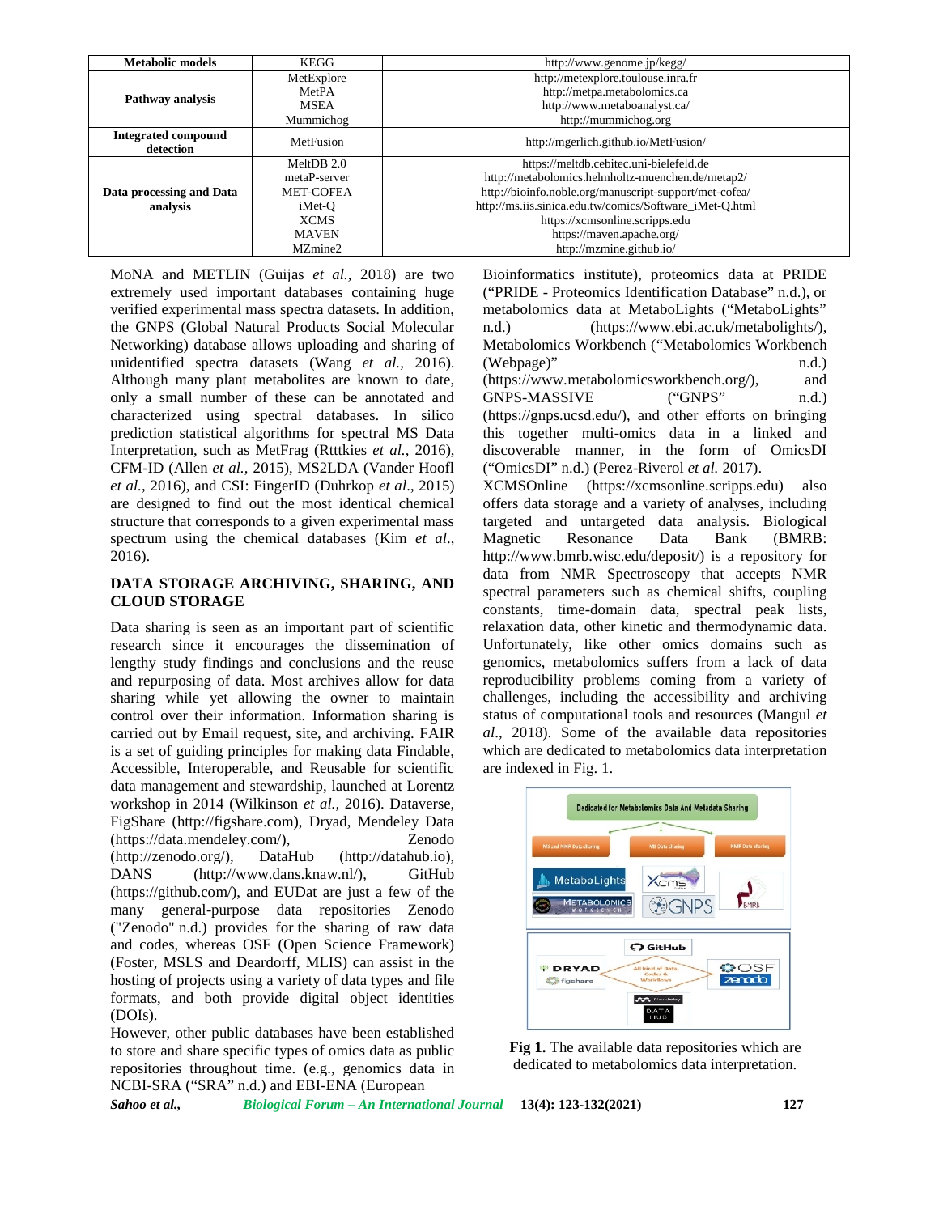| | | |
|---|---|---|
| **Metabolic models** | KEGG | http://www.genome.jp/kegg/ |
| **Pathway analysis** | MetExplore<br>MetPA<br>MSEA<br>Mummichog | http://metexplore.toulouse.inra.fr<br>http://metpa.metabolomics.ca<br>http://www.metaboanalyst.ca/<br>http://mummichog.org |
| **Integrated compound detection** | MetFusion | http://mgerlich.github.io/MetFusion/ |
| **Data processing and Data analysis** | MeltDB 2.0<br>metaP-server<br>MET-COFEA<br>iMet-Q<br>XCMS<br>MAVEN<br>MZmine2 | https://meltdb.cebitec.uni-bielefeld.de<br>http://metabolomics.helmholtz-muenchen.de/metap2/<br>http://bioinfo.noble.org/manuscript-support/met-cofea/<br>http://ms.iis.sinica.edu.tw/comics/Software_iMet-Q.html<br>https://xcmsonline.scripps.edu<br>https://maven.apache.org/<br>http://mzmine.github.io/ |

MoNA and METLIN (Guijas *et al.,* 2018) are two extremely used important databases containing huge verified experimental mass spectra datasets. In addition, the GNPS (Global Natural Products Social Molecular Networking) database allows uploading and sharing of unidentified spectra datasets (Wang *et al.,* 2016). Although many plant metabolites are known to date, only a small number of these can be annotated and characterized using spectral databases. In silico prediction statistical algorithms for spectral MS Data Interpretation, such as MetFrag (Rtttkies *et al.*, 2016), CFM-ID (Allen *et al.,* 2015), MS2LDA (Vander Hoofl *et al.,* 2016), and CSI: FingerID (Duhrkop *et al*., 2015) are designed to find out the most identical chemical structure that corresponds to a given experimental mass spectrum using the chemical databases (Kim *et al*., 2016).

## DATA STORAGE ARCHIVING, SHARING, AND CLOUD STORAGE

Data sharing is seen as an important part of scientific research since it encourages the dissemination of lengthy study findings and conclusions and the reuse and repurposing of data. Most archives allow for data sharing while yet allowing the owner to maintain control over their information. Information sharing is carried out by Email request, site, and archiving. FAIR is a set of guiding principles for making data Findable, Accessible, Interoperable, and Reusable for scientific data management and stewardship, launched at Lorentz workshop in 2014 (Wilkinson *et al.,* 2016). Dataverse, FigShare (http://figshare.com), Dryad, Mendeley Data (https://data.mendeley.com/), Zenodo (http://zenodo.org/), DataHub (http://datahub.io), DANS (http://www.dans.knaw.nl/), GitHub (https://github.com/), and EUDat are just a few of the many general-purpose data repositories Zenodo ("Zenodo" n.d.) provides for the sharing of raw data and codes, whereas OSF (Open Science Framework) (Foster, MSLS and Deardorff, MLIS) can assist in the hosting of projects using a variety of data types and file formats, and both provide digital object identities (DOIs).

However, other public databases have been established to store and share specific types of omics data as public repositories throughout time. (e.g., genomics data in NCBI-SRA ("SRA" n.d.) and EBI-ENA (European Bioinformatics institute), proteomics data at PRIDE ("PRIDE - Proteomics Identification Database" n.d.), or metabolomics data at MetaboLights ("MetaboLights" n.d.) (https://www.ebi.ac.uk/metabolights/), Metabolomics Workbench ("Metabolomics Workbench (Webpage)" n.d.) (https://www.metabolomicsworkbench.org/), and GNPS-MASSIVE ("GNPS" n.d.) (https://gnps.ucsd.edu/), and other efforts on bringing this together multi-omics data in a linked and discoverable manner, in the form of OmicsDI ("OmicsDI" n.d.) (Perez-Riverol *et al.* 2017).

XCMSOnline (https://xcmsonline.scripps.edu) also offers data storage and a variety of analyses, including targeted and untargeted data analysis. Biological Magnetic Resonance Data Bank (BMRB: http://www.bmrb.wisc.edu/deposit/) is a repository for data from NMR Spectroscopy that accepts NMR spectral parameters such as chemical shifts, coupling constants, time-domain data, spectral peak lists, relaxation data, other kinetic and thermodynamic data. Unfortunately, like other omics domains such as genomics, metabolomics suffers from a lack of data reproducibility problems coming from a variety of challenges, including the accessibility and archiving status of computational tools and resources (Mangul *et al*., 2018). Some of the available data repositories which are dedicated to metabolomics data interpretation are indexed in Fig. 1.

Dedicated for Metabolomics Data And Metadata Sharing

MS and NMR Data sharing

MS Data sharing

NMR Data sharing

MetaboLights

METABOLOMICS WORKBENCH

XCMS

GNPS

BMRB

GitHub

DRYAD

figshare

All kind of Data, Codes & Workflows

OSF

zenodo

Mendeley

DATA HUB

**Fig 1.** The available data repositories which are dedicated to metabolomics data interpretation.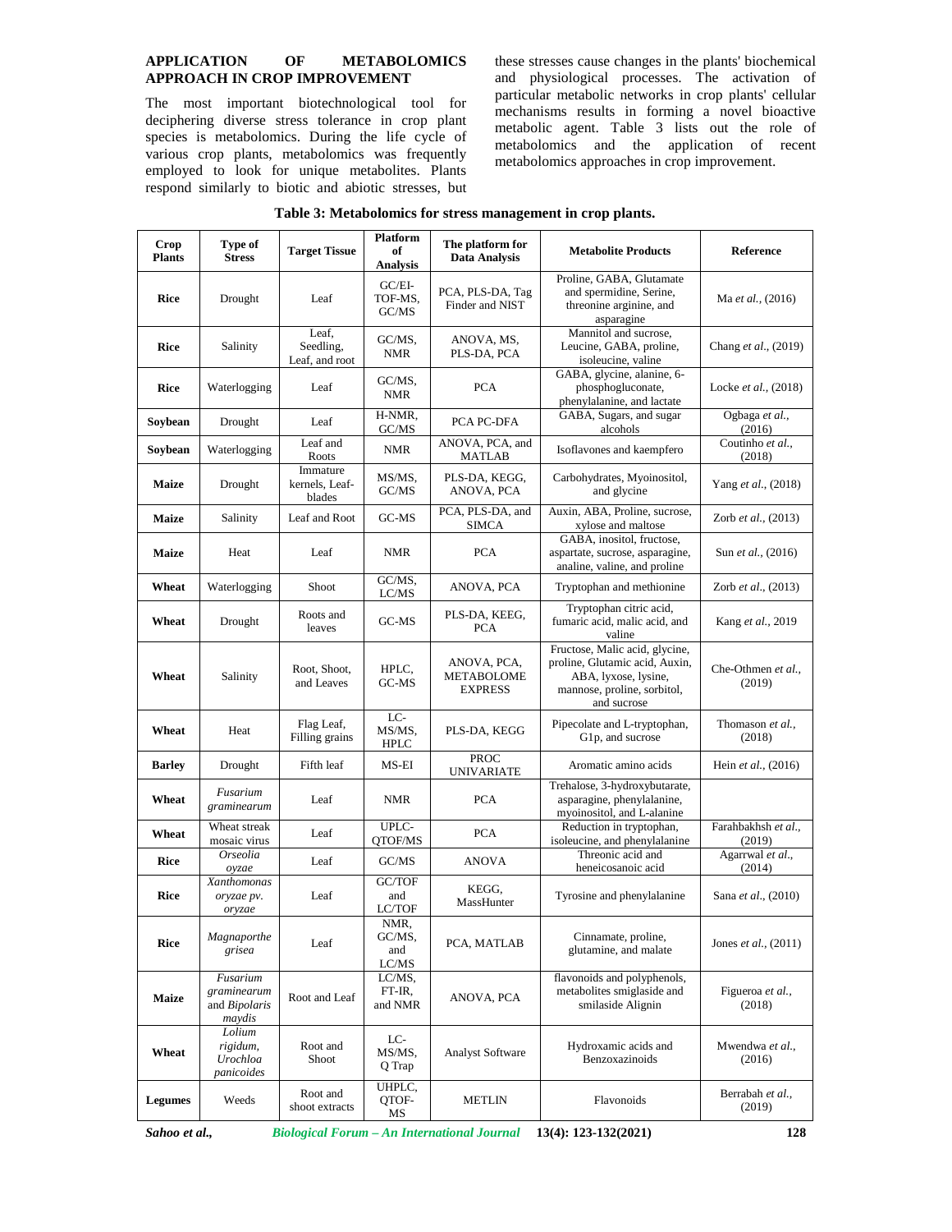## APPLICATION OF METABOLOMICS APPROACH IN CROP IMPROVEMENT

The most important biotechnological tool for deciphering diverse stress tolerance in crop plant species is metabolomics. During the life cycle of various crop plants, metabolomics was frequently employed to look for unique metabolites. Plants respond similarly to biotic and abiotic stresses, but these stresses cause changes in the plants' biochemical and physiological processes. The activation of particular metabolic networks in crop plants' cellular mechanisms results in forming a novel bioactive metabolic agent. Table 3 lists out the role of metabolomics and the application of recent metabolomics approaches in crop improvement.

**Table 3: Metabolomics for stress management in crop plants.**

| Crop Plants | Type of Stress | Target Tissue | Platform of Analysis | The platform for Data Analysis | Metabolite Products | Reference |
|---|---|---|---|---|---|---|
| **Rice** | Drought | Leaf | GC/EI-TOF-MS, GC/MS | PCA, PLS-DA, Tag Finder and NIST | Proline, GABA, Glutamate and spermidine, Serine, threonine arginine, and asparagine | Ma *et al.*, (2016) |
| **Rice** | Salinity | Leaf, Seedling, Leaf, and root | GC/MS, NMR | ANOVA, MS, PLS-DA, PCA | Mannitol and sucrose, Leucine, GABA, proline, isoleucine, valine | Chang *et al.*, (2019) |
| **Rice** | Waterlogging | Leaf | GC/MS, NMR | PCA | GABA, glycine, alanine, 6-phosphogluconate, phenylalanine, and lactate | Locke *et al.*, (2018) |
| **Soybean** | Drought | Leaf | H-NMR, GC/MS | PCA PC-DFA | GABA, Sugars, and sugar alcohols | Ogbaga *et al.*, (2016) |
| **Soybean** | Waterlogging | Leaf and Roots | NMR | ANOVA, PCA, and MATLAB | Isoflavones and kaempfero | Coutinho *et al.*, (2018) |
| **Maize** | Drought | Immature kernels, Leaf-blades | MS/MS, GC/MS | PLS-DA, KEGG, ANOVA, PCA | Carbohydrates, Myoinositol, and glycine | Yang *et al.*, (2018) |
| **Maize** | Salinity | Leaf and Root | GC-MS | PCA, PLS-DA, and SIMCA | Auxin, ABA, Proline, sucrose, xylose and maltose | Zorb *et al.*, (2013) |
| **Maize** | Heat | Leaf | NMR | PCA | GABA, inositol, fructose, aspartate, sucrose, asparagine, analine, valine, and proline | Sun *et al.*, (2016) |
| **Wheat** | Waterlogging | Shoot | GC/MS, LC/MS | ANOVA, PCA | Tryptophan and methionine | Zorb *et al.*, (2013) |
| **Wheat** | Drought | Roots and leaves | GC-MS | PLS-DA, KEEG, PCA | Tryptophan citric acid, fumaric acid, malic acid, and valine | Kang *et al.*, 2019 |
| **Wheat** | Salinity | Root, Shoot, and Leaves | HPLC, GC-MS | ANOVA, PCA, METABOLOME EXPRESS | Fructose, Malic acid, glycine, proline, Glutamic acid, Auxin, ABA, lyxose, lysine, mannose, proline, sorbitol, and sucrose | Che-Othmen *et al.*, (2019) |
| **Wheat** | Heat | Flag Leaf, Filling grains | LC-MS/MS, HPLC | PLS-DA, KEGG | Pipecolate and L-tryptophan, G1p, and sucrose | Thomason *et al.*, (2018) |
| **Barley** | Drought | Fifth leaf | MS-EI | PROC UNIVARIATE | Aromatic amino acids | Hein *et al.*, (2016) |
| **Wheat** | *Fusarium graminearum* | Leaf | NMR | PCA | Trehalose, 3-hydroxybutarate, asparagine, phenylalanine, myoinositol, and L-alanine | |
| **Wheat** | Wheat streak mosaic virus | Leaf | UPLC-QTOF/MS | PCA | Reduction in tryptophan, isoleucine, and phenylalanine | Farahbakhsh *et al.*, (2019) |
| **Rice** | *Orseolia oyzae* | Leaf | GC/MS | ANOVA | Threonic acid and heneicosanoic acid | Agarrwal *et al.*, (2014) |
| **Rice** | *Xanthomonas oryzae pv. oryzae* | Leaf | GC/TOF and LC/TOF | KEGG, MassHunter | Tyrosine and phenylalanine | Sana *et al.*, (2010) |
| **Rice** | *Magnaporthe grisea* | Leaf | NMR, GC/MS, and LC/MS | PCA, MATLAB | Cinnamate, proline, glutamine, and malate | Jones *et al.*, (2011) |
| **Maize** | *Fusarium graminearum* and *Bipolaris maydis* | Root and Leaf | LC/MS, FT-IR, and NMR | ANOVA, PCA | flavonoids and polyphenols, metabolites smiglaside and smilaside Alignin | Figueroa *et al.*, (2018) |
| **Wheat** | *Lolium rigidum, Urochloa panicoides* | Root and Shoot | LC-MS/MS, Q Trap | Analyst Software | Hydroxamic acids and Benzoxazinoids | Mwendwa *et al.*, (2016) |
| **Legumes** | Weeds | Root and shoot extracts | UHPLC, QTOF-MS | METLIN | Flavonoids | Berrabah *et al.*, (2019) |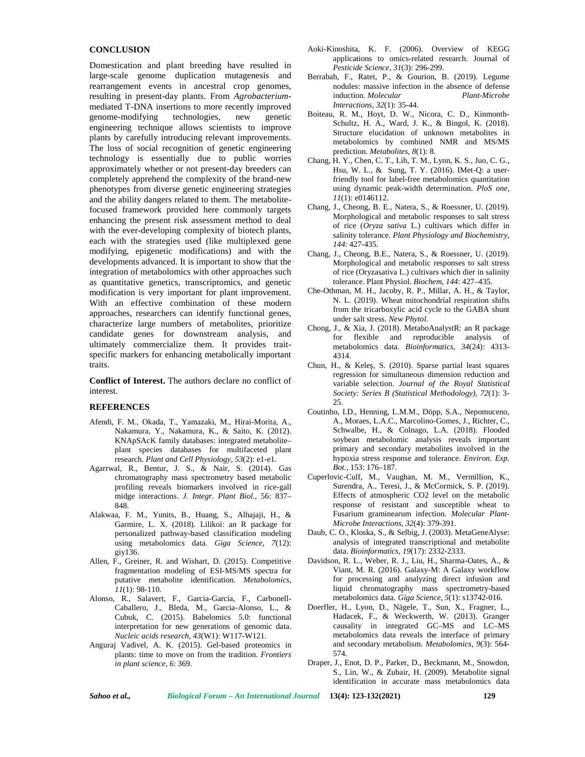## CONCLUSION

Domestication and plant breeding have resulted in large-scale genome duplication mutagenesis and rearrangement events in ancestral crop genomes, resulting in present-day plants. From *Agrobacterium*-mediated T-DNA insertions to more recently improved genome-modifying technologies, new genetic engineering technique allows scientists to improve plants by carefully introducing relevant improvements. The loss of social recognition of genetic engineering technology is essentially due to public worries approximately whether or not present-day breeders can completely apprehend the complexity of the brand-new phenotypes from diverse genetic engineering strategies and the ability dangers related to them. The metabolite-focused framework provided here commonly targets enhancing the present risk assessment method to deal with the ever-developing complexity of biotech plants, each with the strategies used (like multiplexed gene modifying, epigenetic modifications) and with the developments advanced. It is important to show that the integration of metabolomics with other approaches such as quantitative genetics, transcriptomics, and genetic modification is very important for plant improvement. With an effective combination of these modern approaches, researchers can identify functional genes, characterize large numbers of metabolites, prioritize candidate genes for downstream analysis, and ultimately commercialize them. It provides trait-specific markers for enhancing metabolically important traits.

**Conflict of Interest.** The authors declare no conflict of interest.

## REFERENCES

Afendi, F. M., Okada, T., Yamazaki, M., Hirai-Morita, A., Nakamura, Y., Nakamura, K., & Saito, K. (2012). KNApSAcK family databases: integrated metabolite–plant species databases for multifaceted plant research. *Plant and Cell Physiology*, *53*(2): e1-e1.

Agarrwal, R., Bentur, J. S., & Nair, S. (2014). Gas chromatography mass spectrometry based metabolic profiling reveals biomarkers involved in rice-gall midge interactions. *J. Integr. Plant Biol.,* 56: 837–848.

Alakwaa, F. M., Yunits, B., Huang, S., Alhajaji, H., & Garmire, L. X. (2018). Lilikoi: an R package for personalized pathway-based classification modeling using metabolomics data. *Giga Science*, *7*(12): giy136.

Allen, F., Greiner, R. and Wishart, D. (2015). Competitive fragmentation modeling of ESI-MS/MS spectra for putative metabolite identification. *Metabolomics*, *11*(1): 98-110.

Alonso, R., Salavert, F., Garcia-Garcia, F., Carbonell-Caballero, J., Bleda, M., Garcia-Alonso, L., & Cubuk, C. (2015). Babelomics 5.0: functional interpretation for new generations of genomic data. *Nucleic acids research*, *43*(W1): W117-W121.

Anguraj Vadivel, A. K. (2015). Gel-based proteomics in plants: time to move on from the tradition. *Frontiers in plant science*, *6*: 369.

Aoki-Kinoshita, K. F. (2006). Overview of KEGG applications to omics-related research. Journal of *Pesticide Science*, *31*(3): 296-299.

Berrabah, F., Ratet, P., & Gourion, B. (2019). Legume nodules: massive infection in the absence of defense induction. *Molecular Plant-Microbe Interactions*, *32*(1): 35-44.

Boiteau, R. M., Hoyt, D. W., Nicora, C. D., Kinmonth-Schultz, H. A., Ward, J. K., & Bingol, K. (2018). Structure elucidation of unknown metabolites in metabolomics by combined NMR and MS/MS prediction. *Metabolites*, *8*(1): 8.

Chang, H. Y., Chen, C. T., Lih, T. M., Lynn, K. S., Juo, C. G., Hsu, W. L., & Sung, T. Y. (2016). IMet-Q: a user-friendly tool for label-free metabolomics quantitation using dynamic peak-width determination. *PloS one*, *11*(1): e0146112.

Chang, J., Cheong, B. E., Natera, S., & Roessner, U. (2019). Morphological and metabolic responses to salt stress of rice (*Oryza sativa* L.) cultivars which differ in salinity tolerance. *Plant Physiology and Biochemistry*, *144*: 427-435.

Chang, J., Cheong, B.E., Natera, S., & Roessner, U. (2019). Morphological and metabolic responses to salt stress of rice (Oryzasativa L.) cultivars which dier in salinity tolerance. Plant Physiol. *Biochem*, *144*: 427–435.

Che-Othman, M. H., Jacoby, R. P., Millar, A. H., & Taylor, N. L. (2019). Wheat mitochondrial respiration shifts from the tricarboxylic acid cycle to the GABA shunt under salt stress. *New Phytol.*

Chong, J., & Xia, J. (2018). MetaboAnalystR: an R package for flexible and reproducible analysis of metabolomics data. *Bioinformatics*, *34*(24): 4313-4314.

Chun, H., & Keleş, S. (2010). Sparse partial least squares regression for simultaneous dimension reduction and variable selection. *Journal of the Royal Statistical Society: Series B (Statistical Methodology)*, *72*(1): 3-25.

Coutinho, I.D., Henning, L.M.M., Döpp, S.A., Nepomuceno, A., Moraes, L.A.C., Marcolino-Gomes, J., Richter, C., Schwalbe, H., & Colnago, L.A. (2018). Flooded soybean metabolomic analysis reveals important primary and secondary metabolites involved in the hypoxia stress response and tolerance. *Environ. Exp. Bot.,* 153: 176–187.

Cuperlovic-Culf, M., Vaughan, M. M., Vermillion, K., Surendra, A., Teresi, J., & McCormick, S. P. (2019). Effects of atmospheric CO2 level on the metabolic response of resistant and susceptible wheat to Fusarium graminearum infection. *Molecular Plant-Microbe Interactions*, *32*(4): 379-391.

Daub, C. O., Kloska, S., & Selbig, J. (2003). MetaGeneAlyse: analysis of integrated transcriptional and metabolite data. *Bioinformatics*, *19*(17): 2332-2333.

Davidson, R. L., Weber, R. J., Liu, H., Sharma-Oates, A., & Viant, M. R. (2016). Galaxy-M: A Galaxy workflow for processing and analyzing direct infusion and liquid chromatography mass spectrometry-based metabolomics data. *Giga Science*, *5*(1): s13742-016.

Doerfler, H., Lyon, D., Nägele, T., Sun, X., Fragner, L., Hadacek, F., & Weckwerth, W. (2013). Granger causality in integrated GC–MS and LC–MS metabolomics data reveals the interface of primary and secondary metabolism. *Metabolomics*, *9*(3): 564-574.

Draper, J., Enot, D. P., Parker, D., Beckmann, M., Snowdon, S., Lin, W., & Zubair, H. (2009). Metabolite signal identification in accurate mass metabolomics data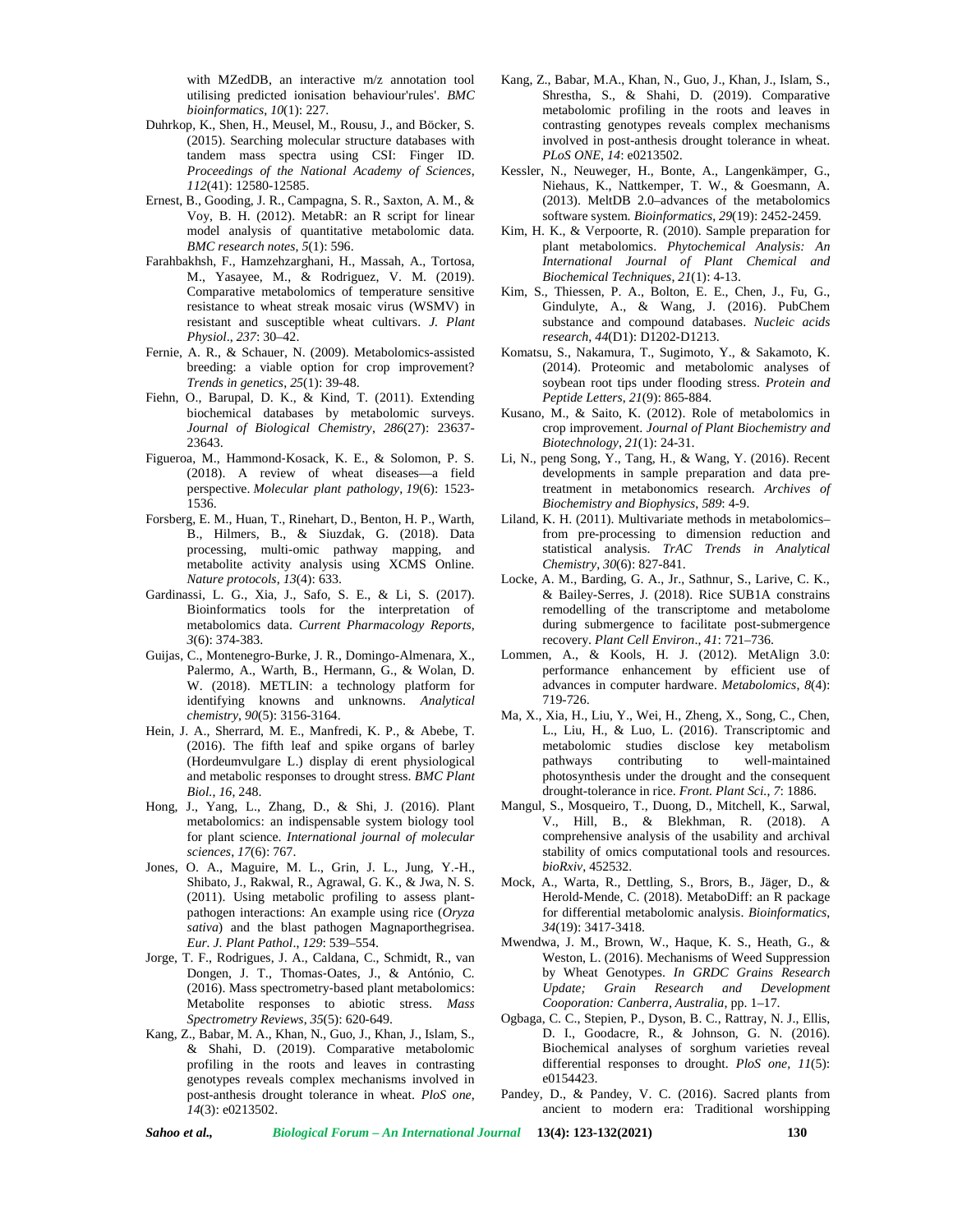with MZedDB, an interactive m/z annotation tool utilising predicted ionisation behaviour'rules'. *BMC bioinformatics*, *10*(1): 227.

Duhrkop, K., Shen, H., Meusel, M., Rousu, J., and Böcker, S. (2015). Searching molecular structure databases with tandem mass spectra using CSI: Finger ID. *Proceedings of the National Academy of Sciences*, *112*(41): 12580-12585.

Ernest, B., Gooding, J. R., Campagna, S. R., Saxton, A. M., & Voy, B. H. (2012). MetabR: an R script for linear model analysis of quantitative metabolomic data. *BMC research notes*, *5*(1): 596.

Farahbakhsh, F., Hamzehzarghani, H., Massah, A., Tortosa, M., Yasayee, M., & Rodriguez, V. M. (2019). Comparative metabolomics of temperature sensitive resistance to wheat streak mosaic virus (WSMV) in resistant and susceptible wheat cultivars. *J. Plant Physiol*., *237*: 30–42.

Fernie, A. R., & Schauer, N. (2009). Metabolomics-assisted breeding: a viable option for crop improvement? *Trends in genetics*, *25*(1): 39-48.

Fiehn, O., Barupal, D. K., & Kind, T. (2011). Extending biochemical databases by metabolomic surveys. *Journal of Biological Chemistry*, *286*(27): 23637-23643.

Figueroa, M., Hammond-Kosack, K. E., & Solomon, P. S. (2018). A review of wheat diseases—a field perspective. *Molecular plant pathology*, *19*(6): 1523-1536.

Forsberg, E. M., Huan, T., Rinehart, D., Benton, H. P., Warth, B., Hilmers, B., & Siuzdak, G. (2018). Data processing, multi-omic pathway mapping, and metabolite activity analysis using XCMS Online. *Nature protocols*, *13*(4): 633.

Gardinassi, L. G., Xia, J., Safo, S. E., & Li, S. (2017). Bioinformatics tools for the interpretation of metabolomics data. *Current Pharmacology Reports*, *3*(6): 374-383.

Guijas, C., Montenegro-Burke, J. R., Domingo-Almenara, X., Palermo, A., Warth, B., Hermann, G., & Wolan, D. W. (2018). METLIN: a technology platform for identifying knowns and unknowns. *Analytical chemistry*, *90*(5): 3156-3164.

Hein, J. A., Sherrard, M. E., Manfredi, K. P., & Abebe, T. (2016). The fifth leaf and spike organs of barley (Hordeumvulgare L.) display di erent physiological and metabolic responses to drought stress. *BMC Plant Biol.*, *16*, 248.

Hong, J., Yang, L., Zhang, D., & Shi, J. (2016). Plant metabolomics: an indispensable system biology tool for plant science. *International journal of molecular sciences*, *17*(6): 767.

Jones, O. A., Maguire, M. L., Grin, J. L., Jung, Y.-H., Shibato, J., Rakwal, R., Agrawal, G. K., & Jwa, N. S. (2011). Using metabolic profiling to assess plant-pathogen interactions: An example using rice (*Oryza sativa*) and the blast pathogen Magnaporthegrisea. *Eur. J. Plant Pathol*., *129*: 539–554.

Jorge, T. F., Rodrigues, J. A., Caldana, C., Schmidt, R., van Dongen, J. T., Thomas-Oates, J., & António, C. (2016). Mass spectrometry-based plant metabolomics: Metabolite responses to abiotic stress. *Mass Spectrometry Reviews*, *35*(5): 620-649.

Kang, Z., Babar, M. A., Khan, N., Guo, J., Khan, J., Islam, S., & Shahi, D. (2019). Comparative metabolomic profiling in the roots and leaves in contrasting genotypes reveals complex mechanisms involved in post-anthesis drought tolerance in wheat. *PloS one*, *14*(3): e0213502.

Kang, Z., Babar, M.A., Khan, N., Guo, J., Khan, J., Islam, S., Shrestha, S., & Shahi, D. (2019). Comparative metabolomic profiling in the roots and leaves in contrasting genotypes reveals complex mechanisms involved in post-anthesis drought tolerance in wheat. *PLoS ONE*, *14*: e0213502.

Kessler, N., Neuweger, H., Bonte, A., Langenkämper, G., Niehaus, K., Nattkemper, T. W., & Goesmann, A. (2013). MeltDB 2.0–advances of the metabolomics software system. *Bioinformatics*, *29*(19): 2452-2459.

Kim, H. K., & Verpoorte, R. (2010). Sample preparation for plant metabolomics. *Phytochemical Analysis: An International Journal of Plant Chemical and Biochemical Techniques*, *21*(1): 4-13.

Kim, S., Thiessen, P. A., Bolton, E. E., Chen, J., Fu, G., Gindulyte, A., & Wang, J. (2016). PubChem substance and compound databases. *Nucleic acids research*, *44*(D1): D1202-D1213.

Komatsu, S., Nakamura, T., Sugimoto, Y., & Sakamoto, K. (2014). Proteomic and metabolomic analyses of soybean root tips under flooding stress. *Protein and Peptide Letters*, *21*(9): 865-884.

Kusano, M., & Saito, K. (2012). Role of metabolomics in crop improvement. *Journal of Plant Biochemistry and Biotechnology*, *21*(1): 24-31.

Li, N., peng Song, Y., Tang, H., & Wang, Y. (2016). Recent developments in sample preparation and data pre-treatment in metabonomics research. *Archives of Biochemistry and Biophysics*, *589*: 4-9.

Liland, K. H. (2011). Multivariate methods in metabolomics–from pre-processing to dimension reduction and statistical analysis. *TrAC Trends in Analytical Chemistry*, *30*(6): 827-841.

Locke, A. M., Barding, G. A., Jr., Sathnur, S., Larive, C. K., & Bailey-Serres, J. (2018). Rice SUB1A constrains remodelling of the transcriptome and metabolome during submergence to facilitate post-submergence recovery. *Plant Cell Environ*., *41*: 721–736.

Lommen, A., & Kools, H. J. (2012). MetAlign 3.0: performance enhancement by efficient use of advances in computer hardware. *Metabolomics*, *8*(4): 719-726.

Ma, X., Xia, H., Liu, Y., Wei, H., Zheng, X., Song, C., Chen, L., Liu, H., & Luo, L. (2016). Transcriptomic and metabolomic studies disclose key metabolism pathways contributing to well-maintained photosynthesis under the drought and the consequent drought-tolerance in rice. *Front. Plant Sci.*, *7*: 1886.

Mangul, S., Mosqueiro, T., Duong, D., Mitchell, K., Sarwal, V., Hill, B., & Blekhman, R. (2018). A comprehensive analysis of the usability and archival stability of omics computational tools and resources. *bioRxiv*, 452532.

Mock, A., Warta, R., Dettling, S., Brors, B., Jäger, D., & Herold-Mende, C. (2018). MetaboDiff: an R package for differential metabolomic analysis. *Bioinformatics*, *34*(19): 3417-3418.

Mwendwa, J. M., Brown, W., Haque, K. S., Heath, G., & Weston, L. (2016). Mechanisms of Weed Suppression by Wheat Genotypes. *In GRDC Grains Research Update; Grain Research and Development Cooporation: Canberra, Australia*, pp. 1–17.

Ogbaga, C. C., Stepien, P., Dyson, B. C., Rattray, N. J., Ellis, D. I., Goodacre, R., & Johnson, G. N. (2016). Biochemical analyses of sorghum varieties reveal differential responses to drought. *PloS one*, *11*(5): e0154423.

Pandey, D., & Pandey, V. C. (2016). Sacred plants from ancient to modern era: Traditional worshipping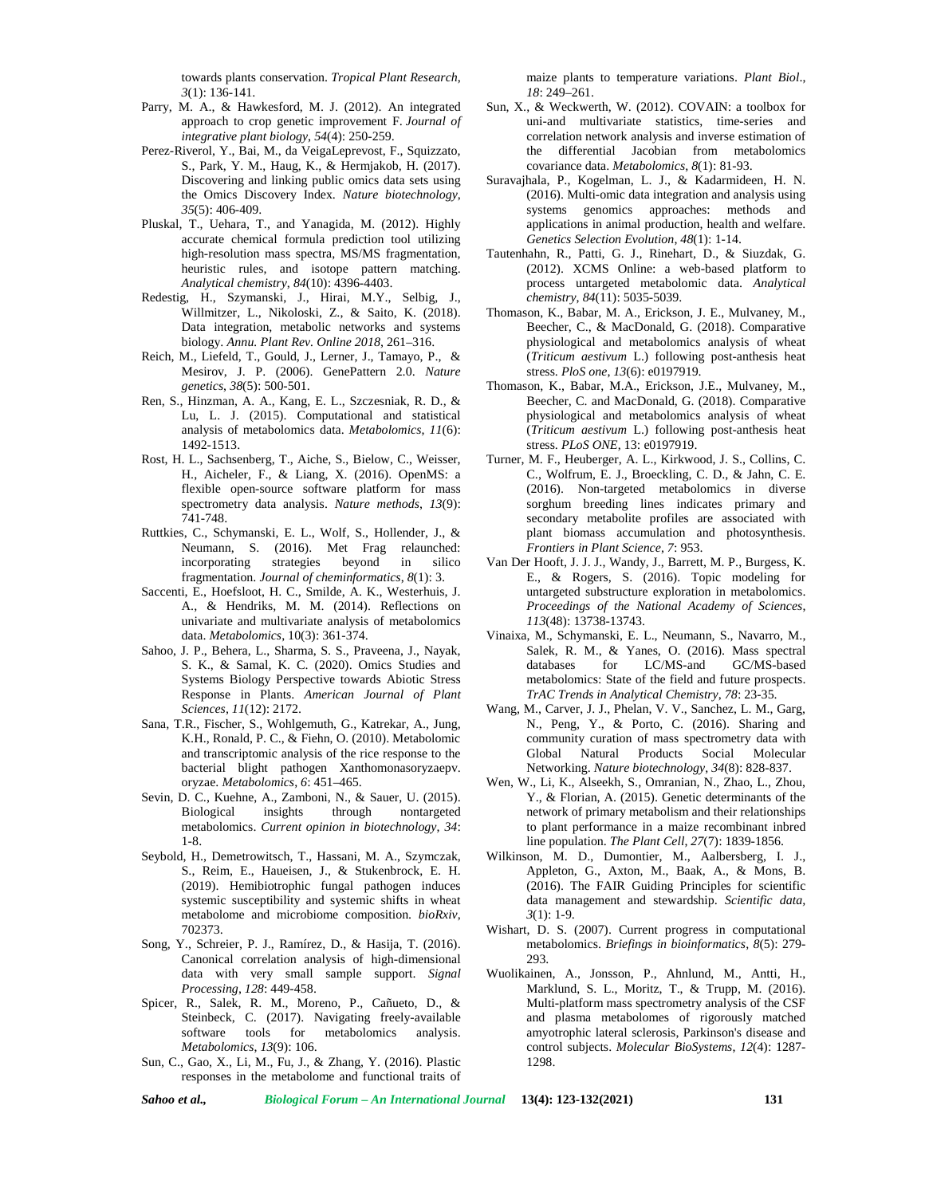towards plants conservation. *Tropical Plant Research*, *3*(1): 136-141.

Parry, M. A., & Hawkesford, M. J. (2012). An integrated approach to crop genetic improvement F. *Journal of integrative plant biology*, *54*(4): 250-259.

Perez-Riverol, Y., Bai, M., da VeigaLeprevost, F., Squizzato, S., Park, Y. M., Haug, K., & Hermjakob, H. (2017). Discovering and linking public omics data sets using the Omics Discovery Index. *Nature biotechnology*, *35*(5): 406-409.

Pluskal, T., Uehara, T., and Yanagida, M. (2012). Highly accurate chemical formula prediction tool utilizing high-resolution mass spectra, MS/MS fragmentation, heuristic rules, and isotope pattern matching. *Analytical chemistry*, *84*(10): 4396-4403.

Redestig, H., Szymanski, J., Hirai, M.Y., Selbig, J., Willmitzer, L., Nikoloski, Z., & Saito, K. (2018). Data integration, metabolic networks and systems biology. *Annu. Plant Rev. Online 2018*, 261–316.

Reich, M., Liefeld, T., Gould, J., Lerner, J., Tamayo, P., & Mesirov, J. P. (2006). GenePattern 2.0. *Nature genetics*, *38*(5): 500-501.

Ren, S., Hinzman, A. A., Kang, E. L., Szczesniak, R. D., & Lu, L. J. (2015). Computational and statistical analysis of metabolomics data. *Metabolomics*, *11*(6): 1492-1513.

Rost, H. L., Sachsenberg, T., Aiche, S., Bielow, C., Weisser, H., Aicheler, F., & Liang, X. (2016). OpenMS: a flexible open-source software platform for mass spectrometry data analysis. *Nature methods*, *13*(9): 741-748.

Ruttkies, C., Schymanski, E. L., Wolf, S., Hollender, J., & Neumann, S. (2016). Met Frag relaunched: incorporating strategies beyond in silico fragmentation. *Journal of cheminformatics*, *8*(1): 3.

Saccenti, E., Hoefsloot, H. C., Smilde, A. K., Westerhuis, J. A., & Hendriks, M. M. (2014). Reflections on univariate and multivariate analysis of metabolomics data. *Metabolomics*, 10(3): 361-374.

Sahoo, J. P., Behera, L., Sharma, S. S., Praveena, J., Nayak, S. K., & Samal, K. C. (2020). Omics Studies and Systems Biology Perspective towards Abiotic Stress Response in Plants. *American Journal of Plant Sciences*, *11*(12): 2172.

Sana, T.R., Fischer, S., Wohlgemuth, G., Katrekar, A., Jung, K.H., Ronald, P. C., & Fiehn, O. (2010). Metabolomic and transcriptomic analysis of the rice response to the bacterial blight pathogen Xanthomonasoryzaepv. oryzae. *Metabolomics*, *6*: 451–465.

Sevin, D. C., Kuehne, A., Zamboni, N., & Sauer, U. (2015). Biological insights through nontargeted metabolomics. *Current opinion in biotechnology*, *34*: 1-8.

Seybold, H., Demetrowitsch, T., Hassani, M. A., Szymczak, S., Reim, E., Haueisen, J., & Stukenbrock, E. H. (2019). Hemibiotrophic fungal pathogen induces systemic susceptibility and systemic shifts in wheat metabolome and microbiome composition. *bioRxiv*, 702373.

Song, Y., Schreier, P. J., Ramírez, D., & Hasija, T. (2016). Canonical correlation analysis of high-dimensional data with very small sample support. *Signal Processing*, *128*: 449-458.

Spicer, R., Salek, R. M., Moreno, P., Cañueto, D., & Steinbeck, C. (2017). Navigating freely-available software tools for metabolomics analysis. *Metabolomics*, *13*(9): 106.

Sun, C., Gao, X., Li, M., Fu, J., & Zhang, Y. (2016). Plastic responses in the metabolome and functional traits of maize plants to temperature variations. *Plant Biol*., *18*: 249–261.

Sun, X., & Weckwerth, W. (2012). COVAIN: a toolbox for uni-and multivariate statistics, time-series and correlation network analysis and inverse estimation of the differential Jacobian from metabolomics covariance data. *Metabolomics*, *8*(1): 81-93.

Suravajhala, P., Kogelman, L. J., & Kadarmideen, H. N. (2016). Multi-omic data integration and analysis using systems genomics approaches: methods and applications in animal production, health and welfare. *Genetics Selection Evolution*, *48*(1): 1-14.

Tautenhahn, R., Patti, G. J., Rinehart, D., & Siuzdak, G. (2012). XCMS Online: a web-based platform to process untargeted metabolomic data. *Analytical chemistry*, *84*(11): 5035-5039.

Thomason, K., Babar, M. A., Erickson, J. E., Mulvaney, M., Beecher, C., & MacDonald, G. (2018). Comparative physiological and metabolomics analysis of wheat (*Triticum aestivum* L.) following post-anthesis heat stress. *PloS one*, *13*(6): e0197919.

Thomason, K., Babar, M.A., Erickson, J.E., Mulvaney, M., Beecher, C. and MacDonald, G. (2018). Comparative physiological and metabolomics analysis of wheat (*Triticum aestivum* L.) following post-anthesis heat stress. *PLoS ONE*, 13: e0197919.

Turner, M. F., Heuberger, A. L., Kirkwood, J. S., Collins, C. C., Wolfrum, E. J., Broeckling, C. D., & Jahn, C. E. (2016). Non-targeted metabolomics in diverse sorghum breeding lines indicates primary and secondary metabolite profiles are associated with plant biomass accumulation and photosynthesis. *Frontiers in Plant Science*, *7*: 953.

Van Der Hooft, J. J. J., Wandy, J., Barrett, M. P., Burgess, K. E., & Rogers, S. (2016). Topic modeling for untargeted substructure exploration in metabolomics. *Proceedings of the National Academy of Sciences*, *113*(48): 13738-13743.

Vinaixa, M., Schymanski, E. L., Neumann, S., Navarro, M., Salek, R. M., & Yanes, O. (2016). Mass spectral databases for LC/MS-and GC/MS-based metabolomics: State of the field and future prospects. *TrAC Trends in Analytical Chemistry*, *78*: 23-35.

Wang, M., Carver, J. J., Phelan, V. V., Sanchez, L. M., Garg, N., Peng, Y., & Porto, C. (2016). Sharing and community curation of mass spectrometry data with Global Natural Products Social Molecular Networking. *Nature biotechnology*, *34*(8): 828-837.

Wen, W., Li, K., Alseekh, S., Omranian, N., Zhao, L., Zhou, Y., & Florian, A. (2015). Genetic determinants of the network of primary metabolism and their relationships to plant performance in a maize recombinant inbred line population. *The Plant Cell*, *27*(7): 1839-1856.

Wilkinson, M. D., Dumontier, M., Aalbersberg, I. J., Appleton, G., Axton, M., Baak, A., & Mons, B. (2016). The FAIR Guiding Principles for scientific data management and stewardship. *Scientific data*, *3*(1): 1-9.

Wishart, D. S. (2007). Current progress in computational metabolomics. *Briefings in bioinformatics*, *8*(5): 279-293.

Wuolikainen, A., Jonsson, P., Ahnlund, M., Antti, H., Marklund, S. L., Moritz, T., & Trupp, M. (2016). Multi-platform mass spectrometry analysis of the CSF and plasma metabolomes of rigorously matched amyotrophic lateral sclerosis, Parkinson's disease and control subjects. *Molecular BioSystems*, *12*(4): 1287-1298.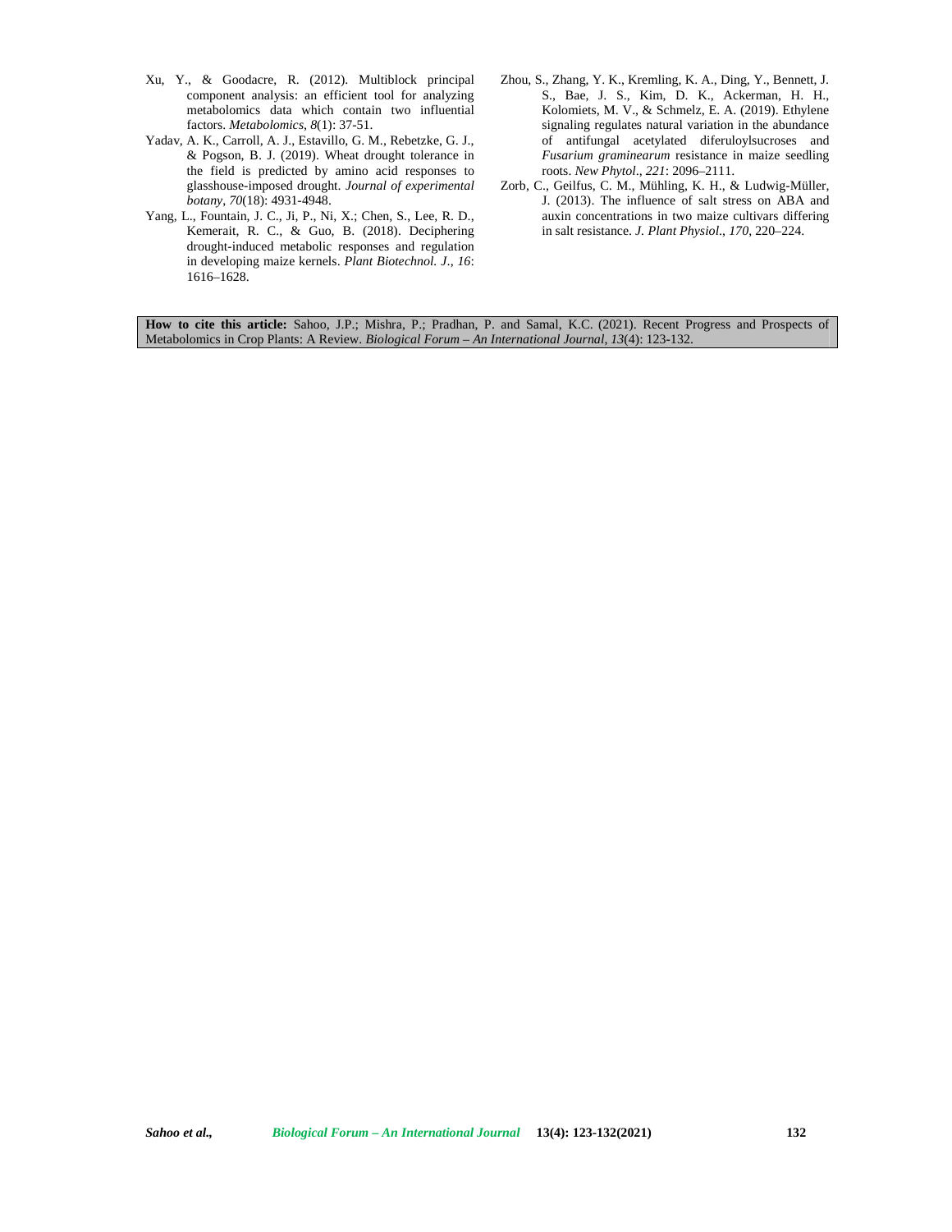Xu, Y., & Goodacre, R. (2012). Multiblock principal component analysis: an efficient tool for analyzing metabolomics data which contain two influential factors. *Metabolomics*, *8*(1): 37-51.

Yadav, A. K., Carroll, A. J., Estavillo, G. M., Rebetzke, G. J., & Pogson, B. J. (2019). Wheat drought tolerance in the field is predicted by amino acid responses to glasshouse-imposed drought. *Journal of experimental botany*, *70*(18): 4931-4948.

Yang, L., Fountain, J. C., Ji, P., Ni, X.; Chen, S., Lee, R. D., Kemerait, R. C., & Guo, B. (2018). Deciphering drought-induced metabolic responses and regulation in developing maize kernels. *Plant Biotechnol. J.*, *16*: 1616–1628.

Zhou, S., Zhang, Y. K., Kremling, K. A., Ding, Y., Bennett, J. S., Bae, J. S., Kim, D. K., Ackerman, H. H., Kolomiets, M. V., & Schmelz, E. A. (2019). Ethylene signaling regulates natural variation in the abundance of antifungal acetylated diferuloylsucroses and *Fusarium graminearum* resistance in maize seedling roots. *New Phytol*., *221*: 2096–2111.

Zorb, C., Geilfus, C. M., Mühling, K. H., & Ludwig-Müller, J. (2013). The influence of salt stress on ABA and auxin concentrations in two maize cultivars differing in salt resistance. *J. Plant Physiol*., *170*, 220–224.

**How to cite this article:** Sahoo, J.P.; Mishra, P.; Pradhan, P. and Samal, K.C. (2021). Recent Progress and Prospects of Metabolomics in Crop Plants: A Review. *Biological Forum – An International Journal*, *13*(4): 123-132.